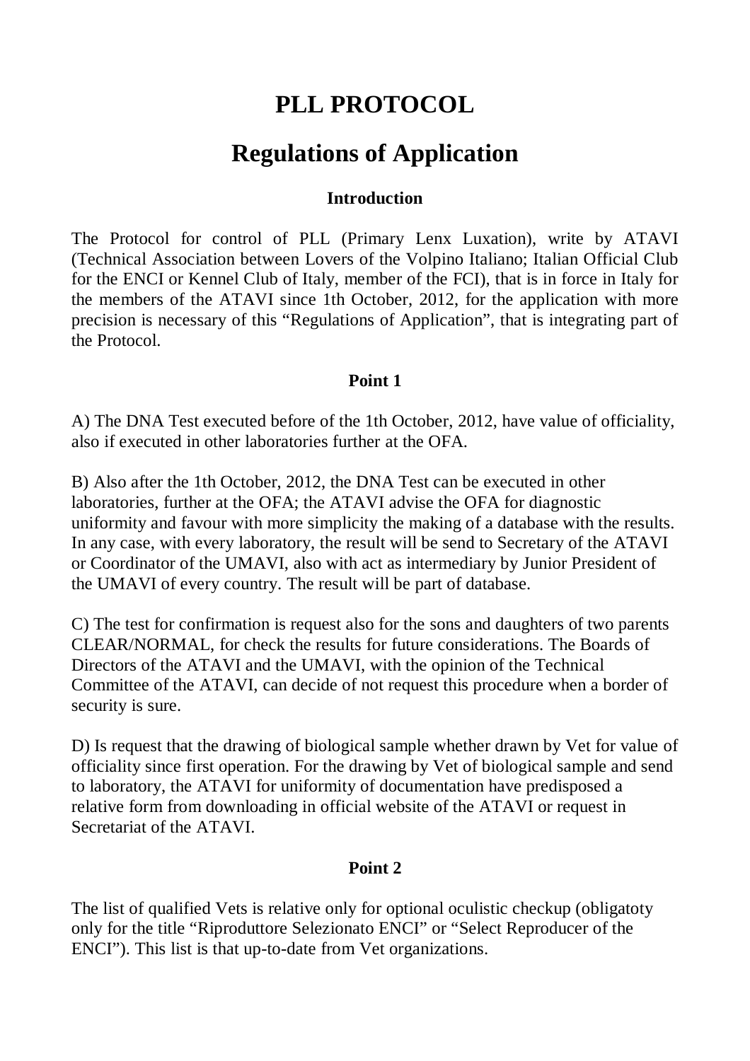# PLL PROTOCOL

# Regulations of Application

### Introduction

The Protocol for control of PLL (Primary Lenx Luxation), write by ATAVI (Technical Association between Lovers of the Volpino Italiano; Italian Official Club for the ENCI or Kennel Club of Italy, member of the FCI), that is in force in Italy for the members of the ATAVI since 1th October, 2012, for the application with more precision is necessary of this "Regulations of Application", that is integrating part of the Protocol.

### Point 1

A) The DNA Test executed before of the 1th October, 2012, have value of officiality, also if executed in other laboratories further at the OFA.

B) Also after the 1th October, 2012, the DNA Test can be executed in other laboratories, further at the OFA; the ATAVI advise the OFA for diagnostic uniformity and favour with more simplicity the making of a database with the results. In any case, with every laboratory, the result will be send to Secretary of the ATAVI or Coordinator of the UMAVI, also with act as intermediary by Junior President of the UMAVI of every country. The result will be part of database.

C) The test for confirmation is request also for the sons and daughters of two parents CLEAR/NORMAL, for check the results for future considerations. The Boards of Directors of the ATAVI and the UMAVI, with the opinion of the Technical Committee of the ATAVI, can decide of not request this procedure when a border of security is sure.

D) Is request that the drawing of biological sample whether drawn by Vet for value of officiality since first operation. For the drawing by Vet of biological sample and send to laboratory, the ATAVI for uniformity of documentation have predisposed a relative form from downloading in official website of the ATAVI or request in Secretariat of the ATAVI.

### Point 2

The list of qualified Vets is relative only for optional oculistic checkup (obligatoty only for the title "Riproduttore Selezionato ENCI" or "Select Reproducer of the ENCI"). This list is that up-to-date from Vet organizations.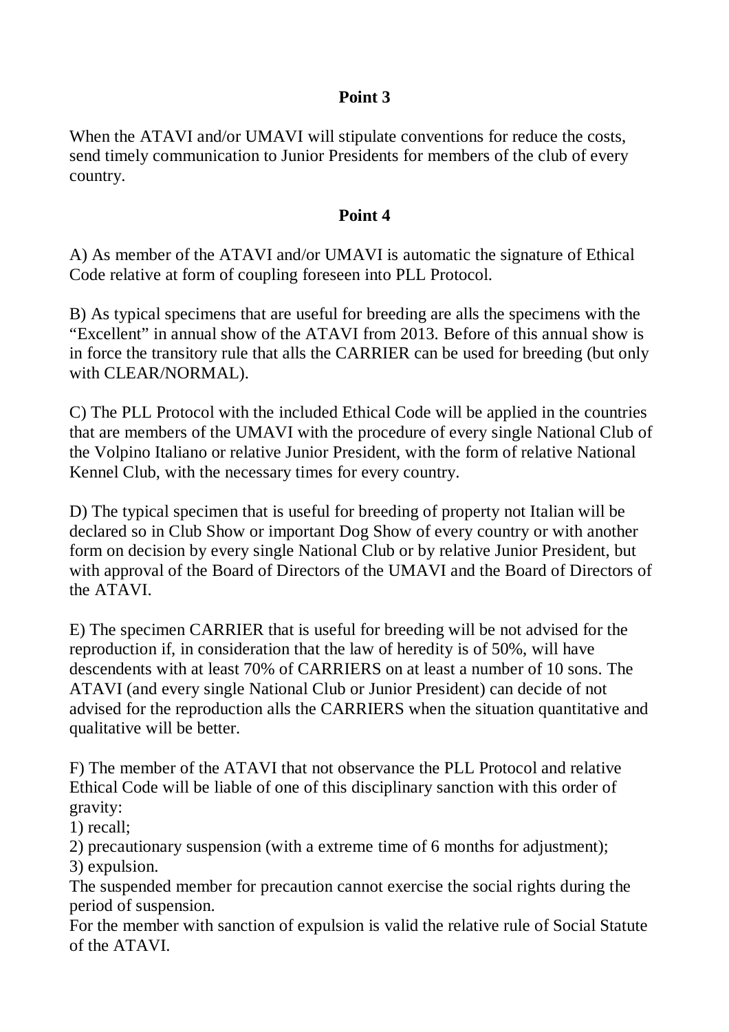**Point 3**

When the ATAVI and/or UMAVI will stipulate conventions for reduce the costs, send timely communication to Junior Presidents for members of the club of every country.

**Point 4**

A) As member of the ATAVI and/or UMAVI is automatic the signature of Ethical Code relative at form of coupling foreseen into PLL Protocol.

B) As typical specimens that are useful for breeding are alls the specimens with the "Excellent" in annual show of the ATAVI from 2013. Before of this annual show is in force the transitory rule that alls the CARRIER can be used for breeding (but only with CLEAR/NORMAL).

C) The PLL Protocol with the included Ethical Code will be applied in the countries that are members of the UMAVI with the procedure of every single National Club of the Volpino Italiano or relative Junior President, with the form of relative National Kennel Club, with the necessary times for every country.

D) The typical specimen that is useful for breeding of property not Italian will be declared so in Club Show or important Dog Show of every country or with another form on decision by every single National Club or by relative Junior President, but with approval of the Board of Directors of the UMAVI and the Board of Directors of the ATAVI.

E) The specimen CARRIER that is useful for breeding will be not advised for the reproduction if, in consideration that the law of heredity is of 50%, will have descendents with at least 70% of CARRIERS on at least a number of 10 sons. The ATAVI (and every single National Club or Junior President) can decide of not advised for the reproduction alls the CARRIERS when the situation quantitative and qualitative will be better.

F) The member of the ATAVI that not observance the PLL Protocol and relative Ethical Code will be liable of one of this disciplinary sanction with this order of gravity:
1) recall;
2) precautionary suspension (with a extreme time of 6 months for adjustment);
3) expulsion.
The suspended member for precaution cannot exercise the social rights during the period of suspension.
For the member with sanction of expulsion is valid the relative rule of Social Statute of the ATAVI.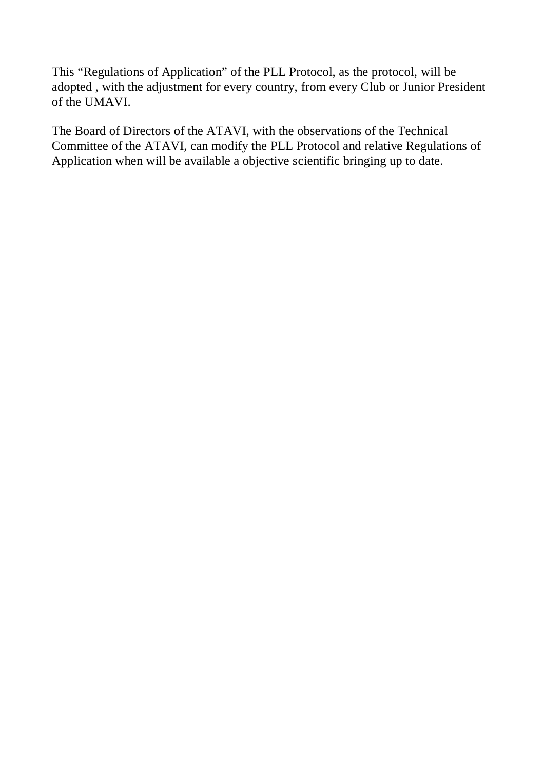This “Regulations of Application” of the PLL Protocol, as the protocol, will be adopted , with the adjustment for every country, from every Club or Junior President of the UMAVI.

The Board of Directors of the ATAVI, with the observations of the Technical Committee of the ATAVI, can modify the PLL Protocol and relative Regulations of Application when will be available a objective scientific bringing up to date.